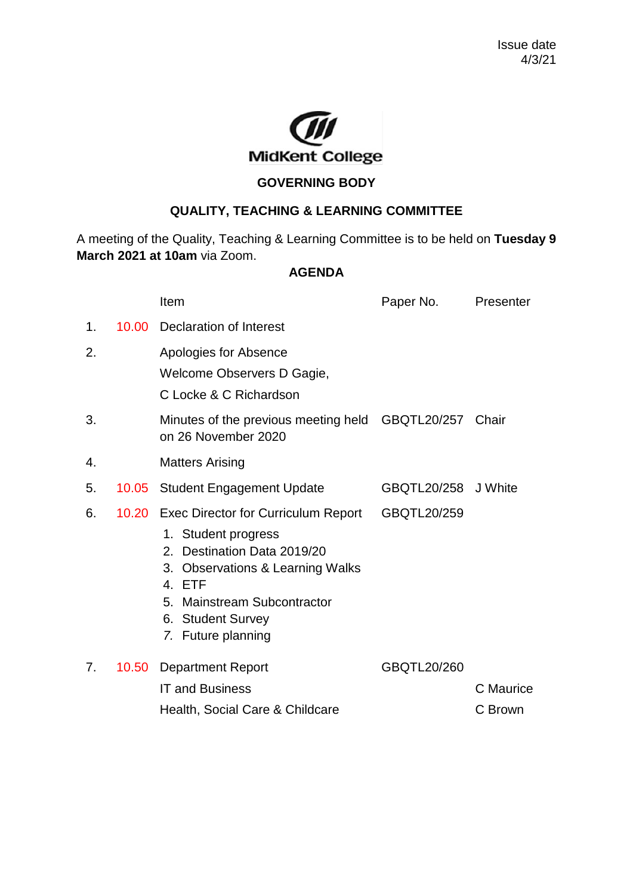Issue date
4/3/21

MidKent College

## GOVERNING BODY

## QUALITY, TEACHING & LEARNING COMMITTEE

A meeting of the Quality, Teaching & Learning Committee is to be held on **Tuesday 9 March 2021 at 10am** via Zoom.

## AGENDA

| | | Item | Paper No. | Presenter |
|---|---|---|---|---|
| 1. | 10.00 | Declaration of Interest | | |
| 2. | | Apologies for Absence<br>Welcome Observers D Gagie,<br>C Locke & C Richardson | | |
| 3. | | Minutes of the previous meeting held on 26 November 2020 | GBQTL20/257 | Chair |
| 4. | | Matters Arising | | |
| 5. | 10.05 | Student Engagement Update | GBQTL20/258 | J White |
| 6. | 10.20 | Exec Director for Curriculum Report<br>1. Student progress<br>2. Destination Data 2019/20<br>3. Observations & Learning Walks<br>4. ETF<br>5. Mainstream Subcontractor<br>6. Student Survey<br>7. Future planning | GBQTL20/259 | |
| 7. | 10.50 | Department Report | GBQTL20/260 | |
| | | IT and Business | | C Maurice |
| | | Health, Social Care & Childcare | | C Brown |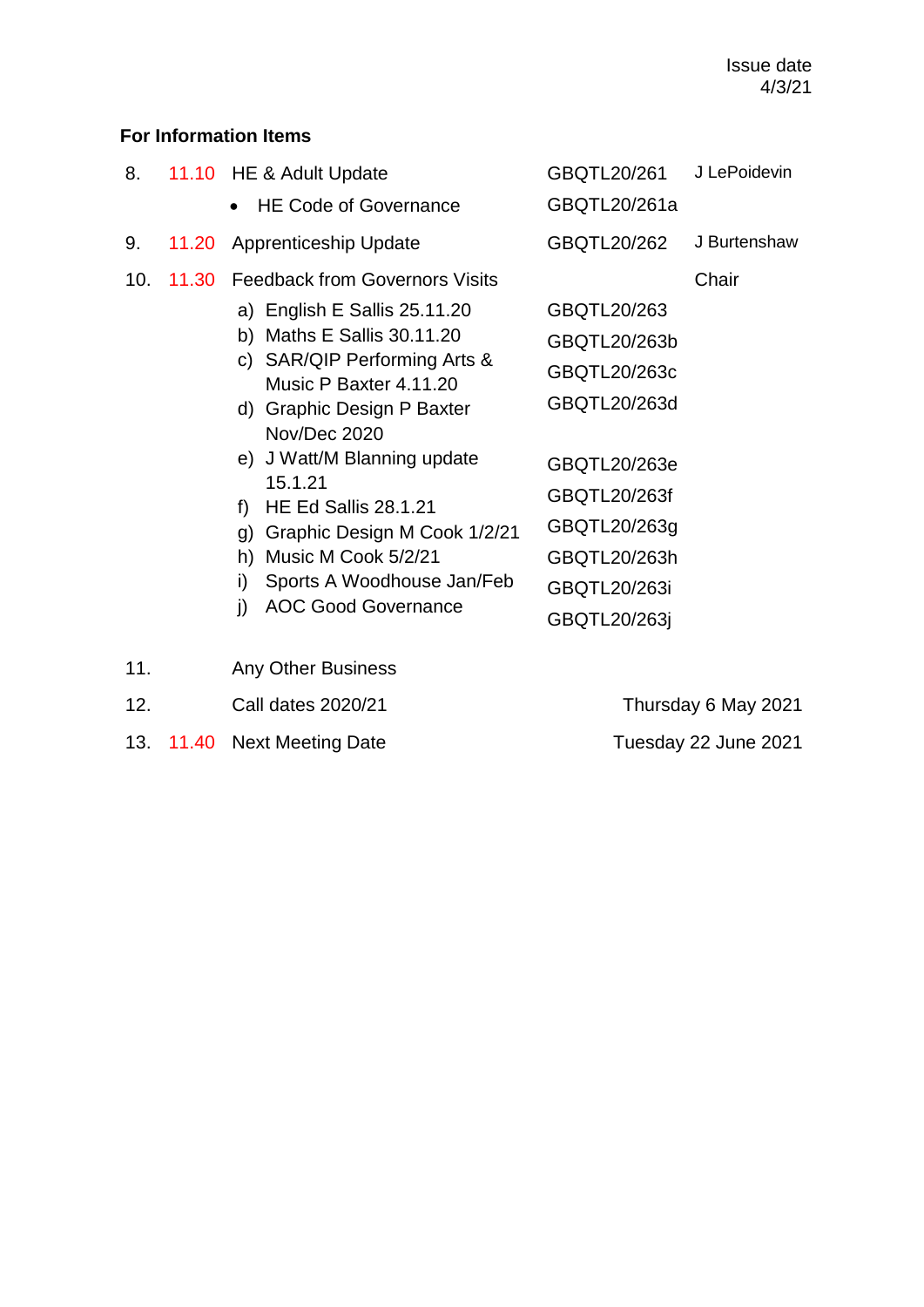Issue date
4/3/21

**For Information Items**

| | | | | |
|---|---|---|---|---|
| 8. | 11.10 | HE & Adult Update | GBQTL20/261 | J LePoidevin |
| | | • HE Code of Governance | GBQTL20/261a | |
| 9. | 11.20 | Apprenticeship Update | GBQTL20/262 | J Burtenshaw |
| 10. | 11.30 | Feedback from Governors Visits | | Chair |
| | | a) English E Sallis 25.11.20 | GBQTL20/263 | |
| | | b) Maths E Sallis 30.11.20 | GBQTL20/263b | |
| | | c) SAR/QIP Performing Arts & Music P Baxter 4.11.20 | GBQTL20/263c | |
| | | d) Graphic Design P Baxter Nov/Dec 2020 | GBQTL20/263d | |
| | | e) J Watt/M Blanning update 15.1.21 | GBQTL20/263e | |
| | | f) HE Ed Sallis 28.1.21 | GBQTL20/263f | |
| | | g) Graphic Design M Cook 1/2/21 | GBQTL20/263g | |
| | | h) Music M Cook 5/2/21 | GBQTL20/263h | |
| | | i) Sports A Woodhouse Jan/Feb | GBQTL20/263i | |
| | | j) AOC Good Governance | GBQTL20/263j | |
| 11. | | Any Other Business | | |
| 12. | | Call dates 2020/21 | | Thursday 6 May 2021 |
| 13. | 11.40 | Next Meeting Date | | Tuesday 22 June 2021 |